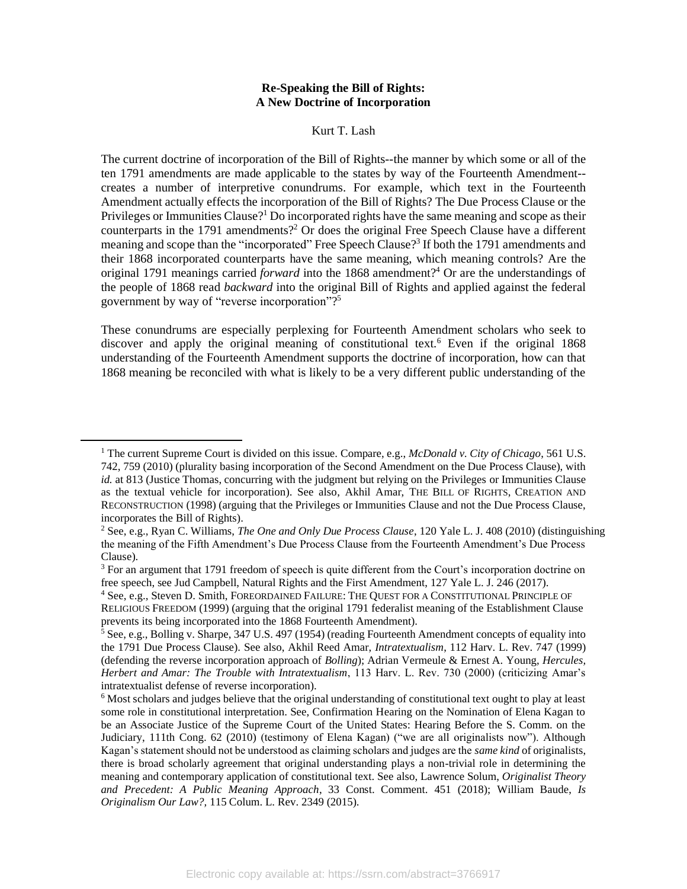**Re-Speaking the Bill of Rights:**
**A New Doctrine of Incorporation**

Kurt T. Lash

The current doctrine of incorporation of the Bill of Rights--the manner by which some or all of the ten 1791 amendments are made applicable to the states by way of the Fourteenth Amendment--creates a number of interpretive conundrums. For example, which text in the Fourteenth Amendment actually effects the incorporation of the Bill of Rights? The Due Process Clause or the Privileges or Immunities Clause?[1] Do incorporated rights have the same meaning and scope as their counterparts in the 1791 amendments?[2] Or does the original Free Speech Clause have a different meaning and scope than the "incorporated" Free Speech Clause?[3] If both the 1791 amendments and their 1868 incorporated counterparts have the same meaning, which meaning controls? Are the original 1791 meanings carried *forward* into the 1868 amendment?[4] Or are the understandings of the people of 1868 read *backward* into the original Bill of Rights and applied against the federal government by way of "reverse incorporation"?[5]

These conundrums are especially perplexing for Fourteenth Amendment scholars who seek to discover and apply the original meaning of constitutional text.[6] Even if the original 1868 understanding of the Fourteenth Amendment supports the doctrine of incorporation, how can that 1868 meaning be reconciled with what is likely to be a very different public understanding of the

---

[1] The current Supreme Court is divided on this issue. Compare, e.g., *McDonald v. City of Chicago*, 561 U.S. 742, 759 (2010) (plurality basing incorporation of the Second Amendment on the Due Process Clause), with *id.* at 813 (Justice Thomas, concurring with the judgment but relying on the Privileges or Immunities Clause as the textual vehicle for incorporation). See also, Akhil Amar, THE BILL OF RIGHTS, CREATION AND RECONSTRUCTION (1998) (arguing that the Privileges or Immunities Clause and not the Due Process Clause, incorporates the Bill of Rights).

[2] See, e.g., Ryan C. Williams, *The One and Only Due Process Clause*, 120 Yale L. J. 408 (2010) (distinguishing the meaning of the Fifth Amendment's Due Process Clause from the Fourteenth Amendment's Due Process Clause).

[3] For an argument that 1791 freedom of speech is quite different from the Court's incorporation doctrine on free speech, see Jud Campbell, Natural Rights and the First Amendment, 127 Yale L. J. 246 (2017).

[4] See, e.g., Steven D. Smith, FOREORDAINED FAILURE: THE QUEST FOR A CONSTITUTIONAL PRINCIPLE OF RELIGIOUS FREEDOM (1999) (arguing that the original 1791 federalist meaning of the Establishment Clause prevents its being incorporated into the 1868 Fourteenth Amendment).

[5] See, e.g., Bolling v. Sharpe, 347 U.S. 497 (1954) (reading Fourteenth Amendment concepts of equality into the 1791 Due Process Clause). See also, Akhil Reed Amar, *Intratextualism*, 112 Harv. L. Rev. 747 (1999) (defending the reverse incorporation approach of *Bolling*); Adrian Vermeule & Ernest A. Young, *Hercules, Herbert and Amar: The Trouble with Intratextualism*, 113 Harv. L. Rev. 730 (2000) (criticizing Amar's intratextualist defense of reverse incorporation).

[6] Most scholars and judges believe that the original understanding of constitutional text ought to play at least some role in constitutional interpretation. See, Confirmation Hearing on the Nomination of Elena Kagan to be an Associate Justice of the Supreme Court of the United States: Hearing Before the S. Comm. on the Judiciary, 111th Cong. 62 (2010) (testimony of Elena Kagan) ("we are all originalists now"). Although Kagan's statement should not be understood as claiming scholars and judges are the *same kind* of originalists, there is broad scholarly agreement that original understanding plays a non-trivial role in determining the meaning and contemporary application of constitutional text. See also, Lawrence Solum, *Originalist Theory and Precedent: A Public Meaning Approach*, 33 Const. Comment. 451 (2018); William Baude, *Is Originalism Our Law?*, 115 Colum. L. Rev. 2349 (2015).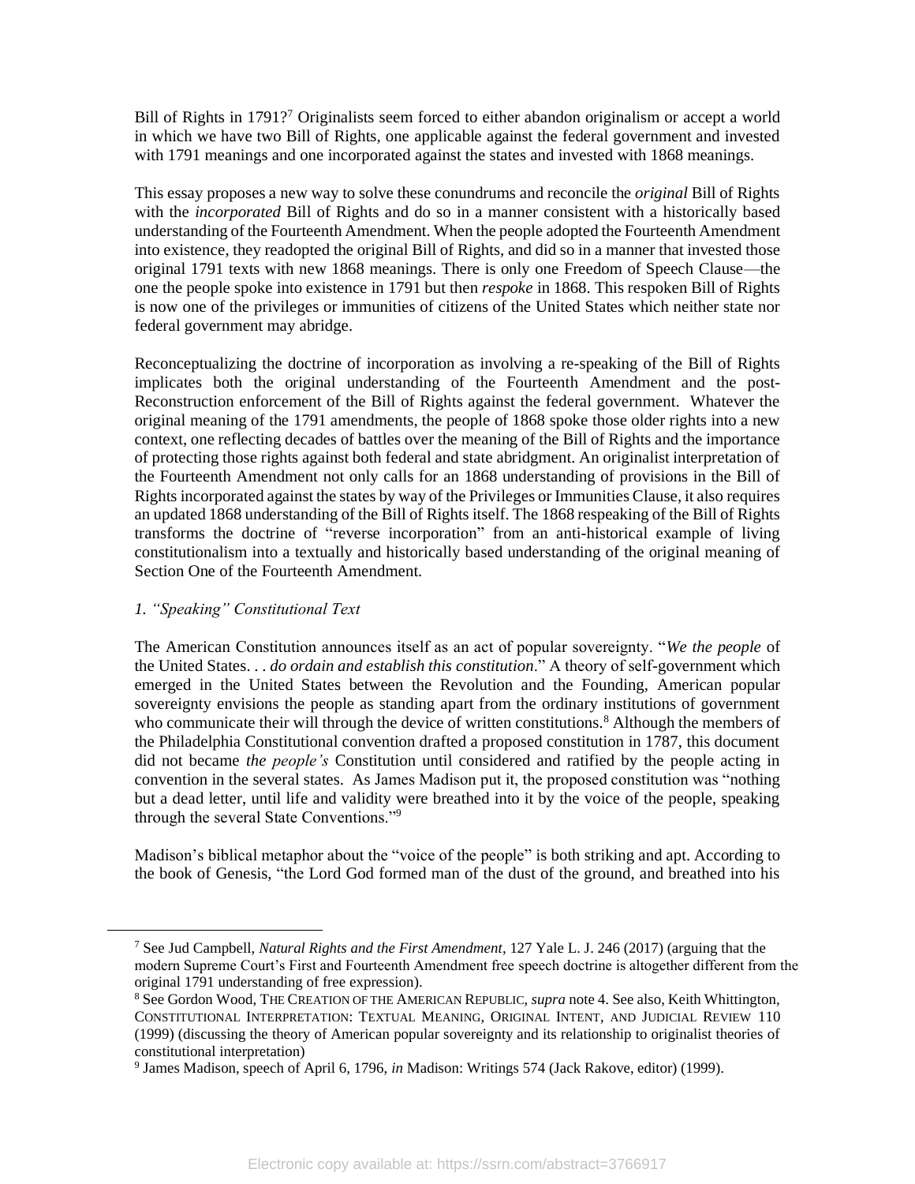Bill of Rights in 1791?[7] Originalists seem forced to either abandon originalism or accept a world in which we have two Bill of Rights, one applicable against the federal government and invested with 1791 meanings and one incorporated against the states and invested with 1868 meanings.

This essay proposes a new way to solve these conundrums and reconcile the *original* Bill of Rights with the *incorporated* Bill of Rights and do so in a manner consistent with a historically based understanding of the Fourteenth Amendment. When the people adopted the Fourteenth Amendment into existence, they readopted the original Bill of Rights, and did so in a manner that invested those original 1791 texts with new 1868 meanings. There is only one Freedom of Speech Clause—the one the people spoke into existence in 1791 but then *respoke* in 1868. This respoken Bill of Rights is now one of the privileges or immunities of citizens of the United States which neither state nor federal government may abridge.

Reconceptualizing the doctrine of incorporation as involving a re-speaking of the Bill of Rights implicates both the original understanding of the Fourteenth Amendment and the post-Reconstruction enforcement of the Bill of Rights against the federal government. Whatever the original meaning of the 1791 amendments, the people of 1868 spoke those older rights into a new context, one reflecting decades of battles over the meaning of the Bill of Rights and the importance of protecting those rights against both federal and state abridgment. An originalist interpretation of the Fourteenth Amendment not only calls for an 1868 understanding of provisions in the Bill of Rights incorporated against the states by way of the Privileges or Immunities Clause, it also requires an updated 1868 understanding of the Bill of Rights itself. The 1868 respeaking of the Bill of Rights transforms the doctrine of "reverse incorporation" from an anti-historical example of living constitutionalism into a textually and historically based understanding of the original meaning of Section One of the Fourteenth Amendment.

### *1. "Speaking" Constitutional Text*

The American Constitution announces itself as an act of popular sovereignty. "*We the people* of the United States. . . *do ordain and establish this constitution*." A theory of self-government which emerged in the United States between the Revolution and the Founding, American popular sovereignty envisions the people as standing apart from the ordinary institutions of government who communicate their will through the device of written constitutions.[8] Although the members of the Philadelphia Constitutional convention drafted a proposed constitution in 1787, this document did not became *the people's* Constitution until considered and ratified by the people acting in convention in the several states. As James Madison put it, the proposed constitution was "nothing but a dead letter, until life and validity were breathed into it by the voice of the people, speaking through the several State Conventions."[9]

Madison's biblical metaphor about the "voice of the people" is both striking and apt. According to the book of Genesis, "the Lord God formed man of the dust of the ground, and breathed into his

---

[7] See Jud Campbell, *Natural Rights and the First Amendment*, 127 Yale L. J. 246 (2017) (arguing that the modern Supreme Court's First and Fourteenth Amendment free speech doctrine is altogether different from the original 1791 understanding of free expression).

[8] See Gordon Wood, THE CREATION OF THE AMERICAN REPUBLIC, *supra* note 4. See also, Keith Whittington, CONSTITUTIONAL INTERPRETATION: TEXTUAL MEANING, ORIGINAL INTENT, AND JUDICIAL REVIEW 110 (1999) (discussing the theory of American popular sovereignty and its relationship to originalist theories of constitutional interpretation)

[9] James Madison, speech of April 6, 1796, *in* Madison: Writings 574 (Jack Rakove, editor) (1999).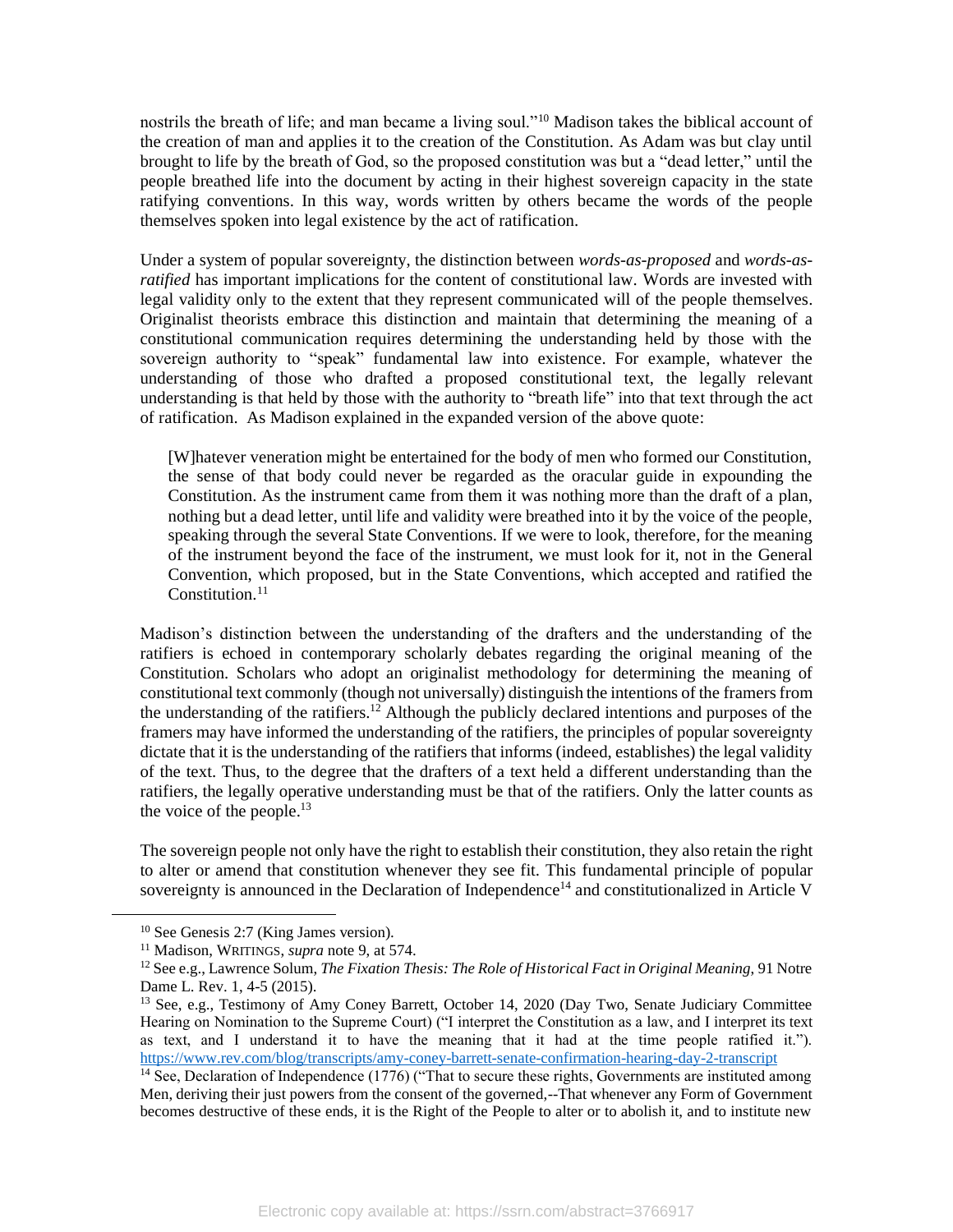nostrils the breath of life; and man became a living soul."[10] Madison takes the biblical account of the creation of man and applies it to the creation of the Constitution. As Adam was but clay until brought to life by the breath of God, so the proposed constitution was but a "dead letter," until the people breathed life into the document by acting in their highest sovereign capacity in the state ratifying conventions. In this way, words written by others became the words of the people themselves spoken into legal existence by the act of ratification.

Under a system of popular sovereignty, the distinction between *words-as-proposed* and *words-as-ratified* has important implications for the content of constitutional law. Words are invested with legal validity only to the extent that they represent communicated will of the people themselves. Originalist theorists embrace this distinction and maintain that determining the meaning of a constitutional communication requires determining the understanding held by those with the sovereign authority to "speak" fundamental law into existence. For example, whatever the understanding of those who drafted a proposed constitutional text, the legally relevant understanding is that held by those with the authority to "breath life" into that text through the act of ratification. As Madison explained in the expanded version of the above quote:

> [W]hatever veneration might be entertained for the body of men who formed our Constitution, the sense of that body could never be regarded as the oracular guide in expounding the Constitution. As the instrument came from them it was nothing more than the draft of a plan, nothing but a dead letter, until life and validity were breathed into it by the voice of the people, speaking through the several State Conventions. If we were to look, therefore, for the meaning of the instrument beyond the face of the instrument, we must look for it, not in the General Convention, which proposed, but in the State Conventions, which accepted and ratified the Constitution.[11]

Madison's distinction between the understanding of the drafters and the understanding of the ratifiers is echoed in contemporary scholarly debates regarding the original meaning of the Constitution. Scholars who adopt an originalist methodology for determining the meaning of constitutional text commonly (though not universally) distinguish the intentions of the framers from the understanding of the ratifiers.[12] Although the publicly declared intentions and purposes of the framers may have informed the understanding of the ratifiers, the principles of popular sovereignty dictate that it is the understanding of the ratifiers that informs (indeed, establishes) the legal validity of the text. Thus, to the degree that the drafters of a text held a different understanding than the ratifiers, the legally operative understanding must be that of the ratifiers. Only the latter counts as the voice of the people.[13]

The sovereign people not only have the right to establish their constitution, they also retain the right to alter or amend that constitution whenever they see fit. This fundamental principle of popular sovereignty is announced in the Declaration of Independence[14] and constitutionalized in Article V

---

[10] See Genesis 2:7 (King James version).

[11] Madison, WRITINGS, *supra* note 9, at 574.

[12] See e.g., Lawrence Solum, *The Fixation Thesis: The Role of Historical Fact in Original Meaning*, 91 Notre Dame L. Rev. 1, 4-5 (2015).

[13] See, e.g., Testimony of Amy Coney Barrett, October 14, 2020 (Day Two, Senate Judiciary Committee Hearing on Nomination to the Supreme Court) ("I interpret the Constitution as a law, and I interpret its text as text, and I understand it to have the meaning that it had at the time people ratified it."). https://www.rev.com/blog/transcripts/amy-coney-barrett-senate-confirmation-hearing-day-2-transcript

[14] See, Declaration of Independence (1776) ("That to secure these rights, Governments are instituted among Men, deriving their just powers from the consent of the governed,--That whenever any Form of Government becomes destructive of these ends, it is the Right of the People to alter or to abolish it, and to institute new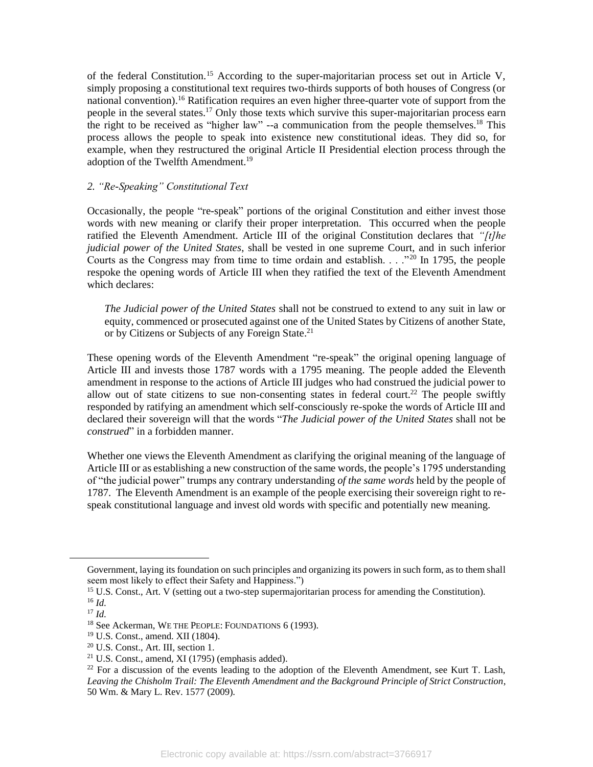of the federal Constitution.[15] According to the super-majoritarian process set out in Article V, simply proposing a constitutional text requires two-thirds supports of both houses of Congress (or national convention).[16] Ratification requires an even higher three-quarter vote of support from the people in the several states.[17] Only those texts which survive this super-majoritarian process earn the right to be received as "higher law" --a communication from the people themselves.[18] This process allows the people to speak into existence new constitutional ideas. They did so, for example, when they restructured the original Article II Presidential election process through the adoption of the Twelfth Amendment.[19]

*2. "Re-Speaking" Constitutional Text*

Occasionally, the people "re-speak" portions of the original Constitution and either invest those words with new meaning or clarify their proper interpretation. This occurred when the people ratified the Eleventh Amendment. Article III of the original Constitution declares that *"[t]he judicial power of the United States*, shall be vested in one supreme Court, and in such inferior Courts as the Congress may from time to time ordain and establish. . . ."[20] In 1795, the people respoke the opening words of Article III when they ratified the text of the Eleventh Amendment which declares:

> *The Judicial power of the United States* shall not be construed to extend to any suit in law or equity, commenced or prosecuted against one of the United States by Citizens of another State, or by Citizens or Subjects of any Foreign State.[21]

These opening words of the Eleventh Amendment "re-speak" the original opening language of Article III and invests those 1787 words with a 1795 meaning. The people added the Eleventh amendment in response to the actions of Article III judges who had construed the judicial power to allow out of state citizens to sue non-consenting states in federal court.[22] The people swiftly responded by ratifying an amendment which self-consciously re-spoke the words of Article III and declared their sovereign will that the words "*The Judicial power of the United States* shall not be *construed*" in a forbidden manner.

Whether one views the Eleventh Amendment as clarifying the original meaning of the language of Article III or as establishing a new construction of the same words, the people's 1795 understanding of "the judicial power" trumps any contrary understanding *of the same words* held by the people of 1787. The Eleventh Amendment is an example of the people exercising their sovereign right to re-speak constitutional language and invest old words with specific and potentially new meaning.

---

Government, laying its foundation on such principles and organizing its powers in such form, as to them shall seem most likely to effect their Safety and Happiness.")

[15] U.S. Const., Art. V (setting out a two-step supermajoritarian process for amending the Constitution).

[16] *Id.*

[17] *Id.*

[18] See Ackerman, WE THE PEOPLE: FOUNDATIONS 6 (1993).

[19] U.S. Const., amend. XII (1804).

[20] U.S. Const., Art. III, section 1.

[21] U.S. Const., amend, XI (1795) (emphasis added).

[22] For a discussion of the events leading to the adoption of the Eleventh Amendment, see Kurt T. Lash, *Leaving the Chisholm Trail: The Eleventh Amendment and the Background Principle of Strict Construction*, 50 Wm. & Mary L. Rev. 1577 (2009).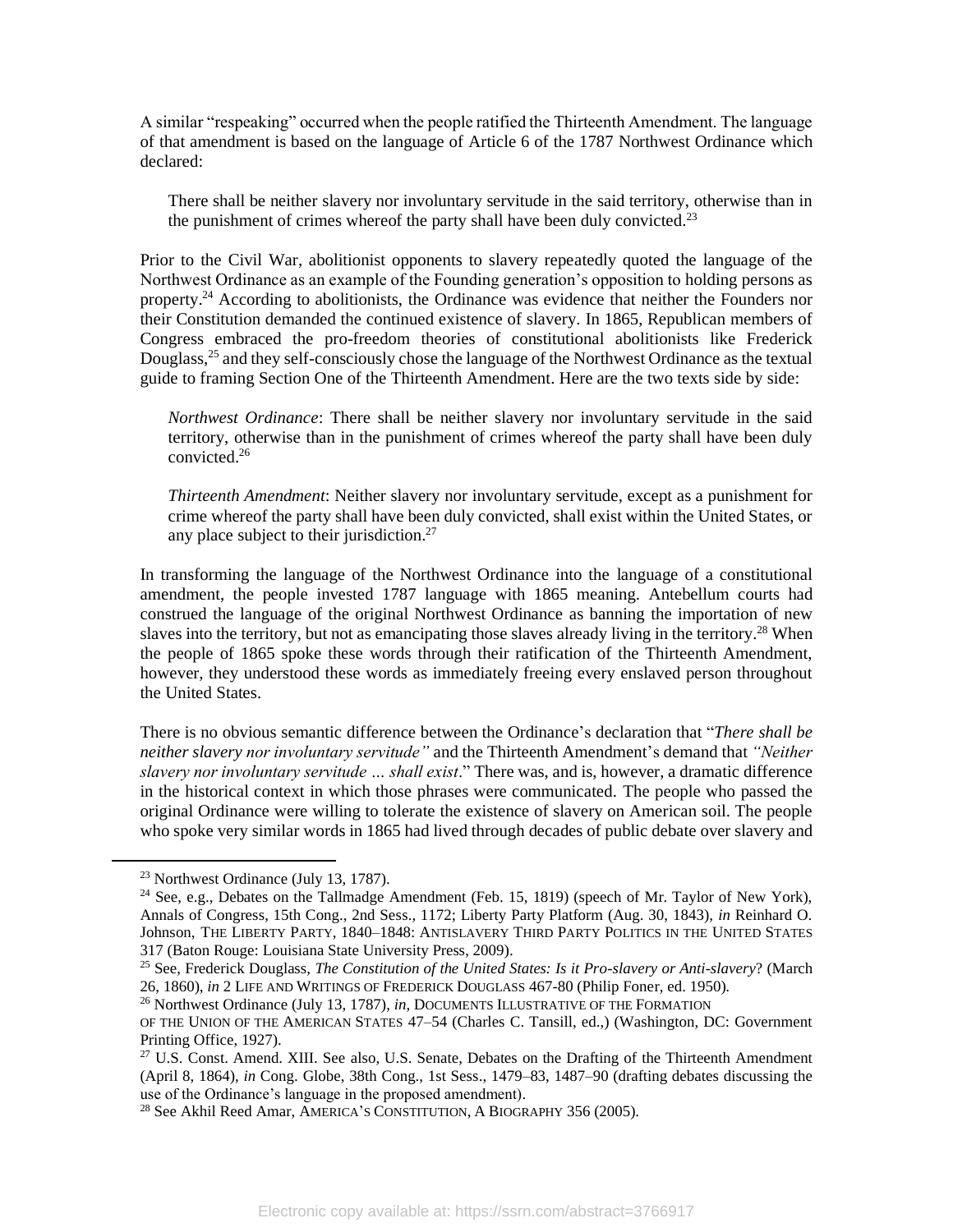A similar "respeaking" occurred when the people ratified the Thirteenth Amendment. The language of that amendment is based on the language of Article 6 of the 1787 Northwest Ordinance which declared:

> There shall be neither slavery nor involuntary servitude in the said territory, otherwise than in the punishment of crimes whereof the party shall have been duly convicted.[23]

Prior to the Civil War, abolitionist opponents to slavery repeatedly quoted the language of the Northwest Ordinance as an example of the Founding generation's opposition to holding persons as property.[24] According to abolitionists, the Ordinance was evidence that neither the Founders nor their Constitution demanded the continued existence of slavery. In 1865, Republican members of Congress embraced the pro-freedom theories of constitutional abolitionists like Frederick Douglass,[25] and they self-consciously chose the language of the Northwest Ordinance as the textual guide to framing Section One of the Thirteenth Amendment. Here are the two texts side by side:

> *Northwest Ordinance*: There shall be neither slavery nor involuntary servitude in the said territory, otherwise than in the punishment of crimes whereof the party shall have been duly convicted.[26]

> *Thirteenth Amendment*: Neither slavery nor involuntary servitude, except as a punishment for crime whereof the party shall have been duly convicted, shall exist within the United States, or any place subject to their jurisdiction.[27]

In transforming the language of the Northwest Ordinance into the language of a constitutional amendment, the people invested 1787 language with 1865 meaning. Antebellum courts had construed the language of the original Northwest Ordinance as banning the importation of new slaves into the territory, but not as emancipating those slaves already living in the territory.[28] When the people of 1865 spoke these words through their ratification of the Thirteenth Amendment, however, they understood these words as immediately freeing every enslaved person throughout the United States.

There is no obvious semantic difference between the Ordinance's declaration that "*There shall be neither slavery nor involuntary servitude"* and the Thirteenth Amendment's demand that *"Neither slavery nor involuntary servitude … shall exist*." There was, and is, however, a dramatic difference in the historical context in which those phrases were communicated. The people who passed the original Ordinance were willing to tolerate the existence of slavery on American soil. The people who spoke very similar words in 1865 had lived through decades of public debate over slavery and

---

[23] Northwest Ordinance (July 13, 1787).

[24] See, e.g., Debates on the Tallmadge Amendment (Feb. 15, 1819) (speech of Mr. Taylor of New York), Annals of Congress, 15th Cong., 2nd Sess., 1172; Liberty Party Platform (Aug. 30, 1843), *in* Reinhard O. Johnson, THE LIBERTY PARTY, 1840–1848: ANTISLAVERY THIRD PARTY POLITICS IN THE UNITED STATES 317 (Baton Rouge: Louisiana State University Press, 2009).

[25] See, Frederick Douglass, *The Constitution of the United States: Is it Pro-slavery or Anti-slavery*? (March 26, 1860), *in* 2 LIFE AND WRITINGS OF FREDERICK DOUGLASS 467-80 (Philip Foner, ed. 1950).

[26] Northwest Ordinance (July 13, 1787), *in*, DOCUMENTS ILLUSTRATIVE OF THE FORMATION OF THE UNION OF THE AMERICAN STATES 47–54 (Charles C. Tansill, ed.,) (Washington, DC: Government Printing Office, 1927).

[27] U.S. Const. Amend. XIII. See also, U.S. Senate, Debates on the Drafting of the Thirteenth Amendment (April 8, 1864), *in* Cong. Globe, 38th Cong., 1st Sess., 1479–83, 1487–90 (drafting debates discussing the use of the Ordinance's language in the proposed amendment).

[28] See Akhil Reed Amar, AMERICA'S CONSTITUTION, A BIOGRAPHY 356 (2005).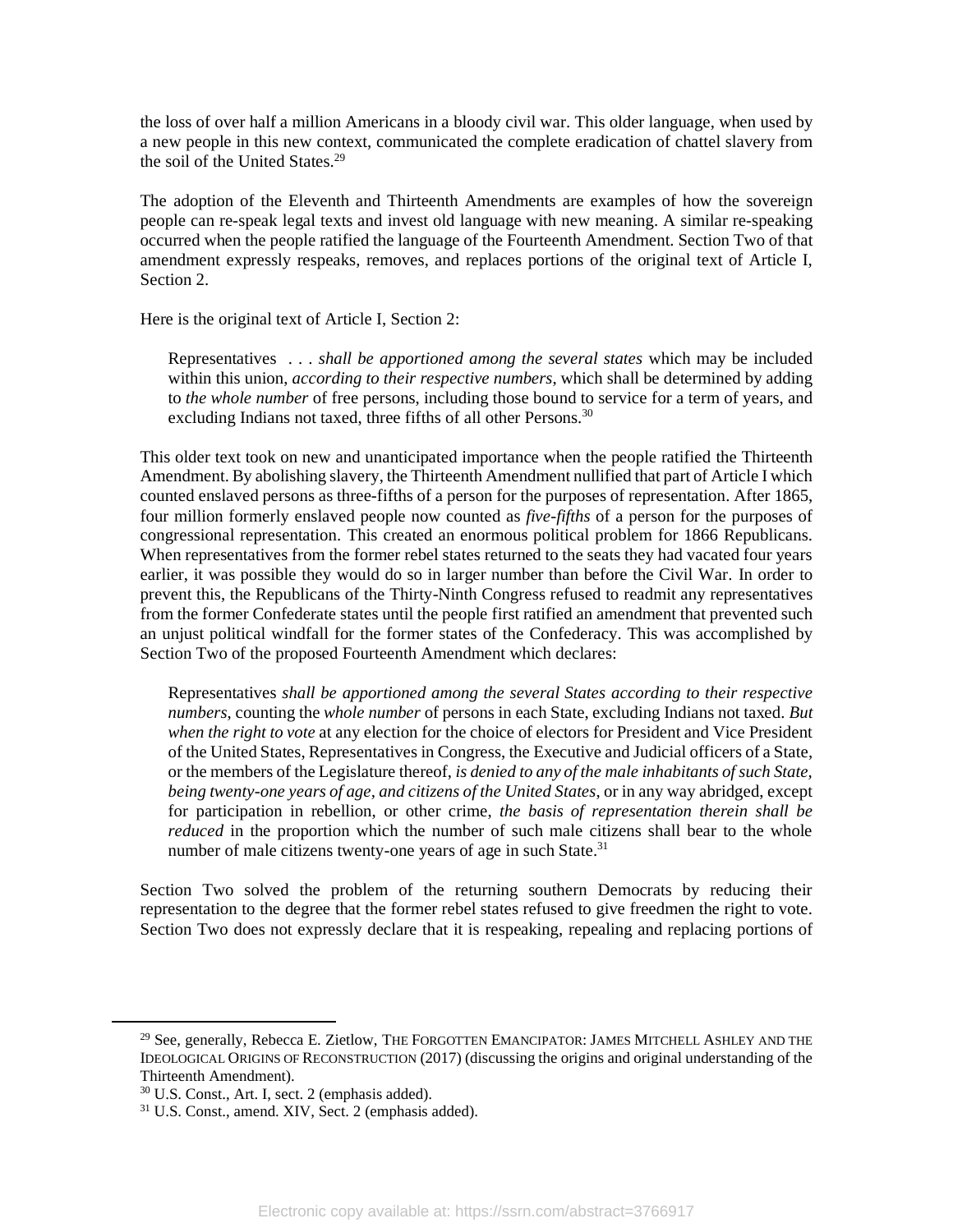the loss of over half a million Americans in a bloody civil war. This older language, when used by a new people in this new context, communicated the complete eradication of chattel slavery from the soil of the United States.[29]

The adoption of the Eleventh and Thirteenth Amendments are examples of how the sovereign people can re-speak legal texts and invest old language with new meaning. A similar re-speaking occurred when the people ratified the language of the Fourteenth Amendment. Section Two of that amendment expressly respeaks, removes, and replaces portions of the original text of Article I, Section 2.

Here is the original text of Article I, Section 2:

> Representatives . . . *shall be apportioned among the several states* which may be included within this union, *according to their respective numbers*, which shall be determined by adding to *the whole number* of free persons, including those bound to service for a term of years, and excluding Indians not taxed, three fifths of all other Persons.[30]

This older text took on new and unanticipated importance when the people ratified the Thirteenth Amendment. By abolishing slavery, the Thirteenth Amendment nullified that part of Article I which counted enslaved persons as three-fifths of a person for the purposes of representation. After 1865, four million formerly enslaved people now counted as *five-fifths* of a person for the purposes of congressional representation. This created an enormous political problem for 1866 Republicans. When representatives from the former rebel states returned to the seats they had vacated four years earlier, it was possible they would do so in larger number than before the Civil War. In order to prevent this, the Republicans of the Thirty-Ninth Congress refused to readmit any representatives from the former Confederate states until the people first ratified an amendment that prevented such an unjust political windfall for the former states of the Confederacy. This was accomplished by Section Two of the proposed Fourteenth Amendment which declares:

> Representatives *shall be apportioned among the several States according to their respective numbers*, counting the *whole number* of persons in each State, excluding Indians not taxed. *But when the right to vote* at any election for the choice of electors for President and Vice President of the United States, Representatives in Congress, the Executive and Judicial officers of a State, or the members of the Legislature thereof, *is denied to any of the male inhabitants of such State, being twenty-one years of age, and citizens of the United States*, or in any way abridged, except for participation in rebellion, or other crime, *the basis of representation therein shall be reduced* in the proportion which the number of such male citizens shall bear to the whole number of male citizens twenty-one years of age in such State.[31]

Section Two solved the problem of the returning southern Democrats by reducing their representation to the degree that the former rebel states refused to give freedmen the right to vote. Section Two does not expressly declare that it is respeaking, repealing and replacing portions of

---

[29] See, generally, Rebecca E. Zietlow, The Forgotten Emancipator: James Mitchell Ashley and the Ideological Origins of Reconstruction (2017) (discussing the origins and original understanding of the Thirteenth Amendment).

[30] U.S. Const., Art. I, sect. 2 (emphasis added).

[31] U.S. Const., amend. XIV, Sect. 2 (emphasis added).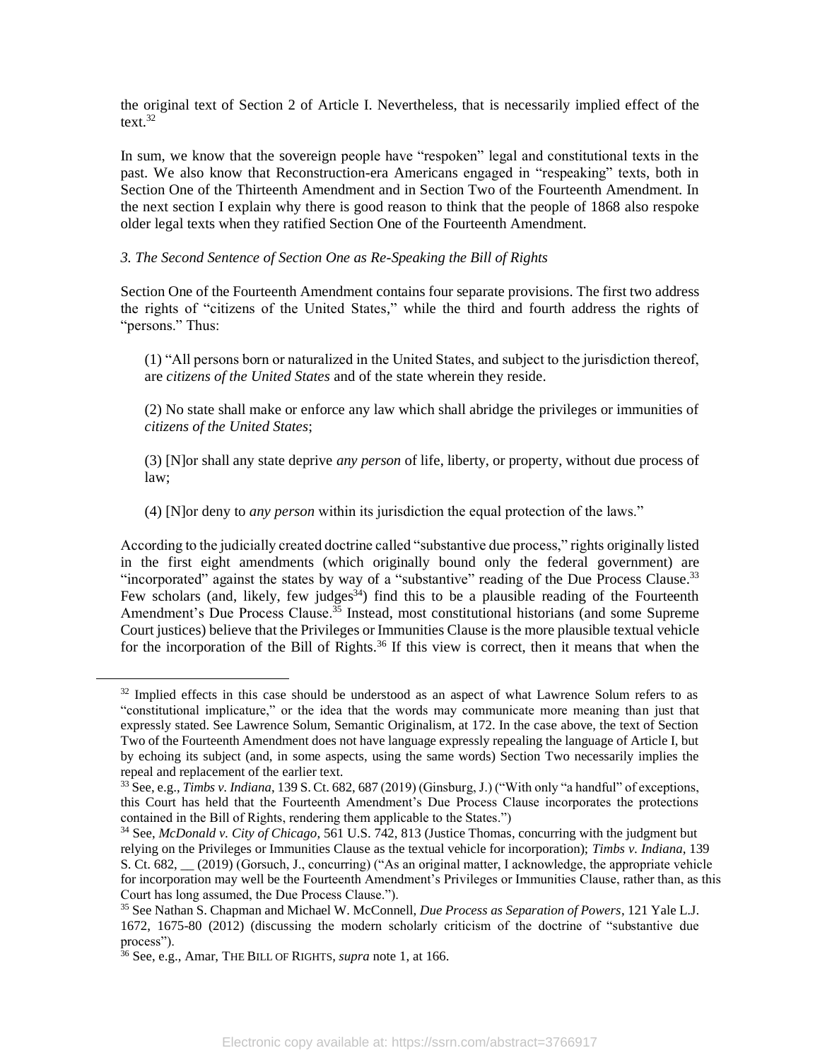the original text of Section 2 of Article I. Nevertheless, that is necessarily implied effect of the text.[32]

In sum, we know that the sovereign people have "respoken" legal and constitutional texts in the past. We also know that Reconstruction-era Americans engaged in "respeaking" texts, both in Section One of the Thirteenth Amendment and in Section Two of the Fourteenth Amendment. In the next section I explain why there is good reason to think that the people of 1868 also respoke older legal texts when they ratified Section One of the Fourteenth Amendment.

*3. The Second Sentence of Section One as Re-Speaking the Bill of Rights*

Section One of the Fourteenth Amendment contains four separate provisions. The first two address the rights of "citizens of the United States," while the third and fourth address the rights of "persons." Thus:

> (1) "All persons born or naturalized in the United States, and subject to the jurisdiction thereof, are *citizens of the United States* and of the state wherein they reside.
>
> (2) No state shall make or enforce any law which shall abridge the privileges or immunities of *citizens of the United States*;
>
> (3) [N]or shall any state deprive *any person* of life, liberty, or property, without due process of law;
>
> (4) [N]or deny to *any person* within its jurisdiction the equal protection of the laws."

According to the judicially created doctrine called "substantive due process," rights originally listed in the first eight amendments (which originally bound only the federal government) are "incorporated" against the states by way of a "substantive" reading of the Due Process Clause.[33] Few scholars (and, likely, few judges[34]) find this to be a plausible reading of the Fourteenth Amendment's Due Process Clause.[35] Instead, most constitutional historians (and some Supreme Court justices) believe that the Privileges or Immunities Clause is the more plausible textual vehicle for the incorporation of the Bill of Rights.[36] If this view is correct, then it means that when the

---

[32] Implied effects in this case should be understood as an aspect of what Lawrence Solum refers to as "constitutional implicature," or the idea that the words may communicate more meaning than just that expressly stated. See Lawrence Solum, Semantic Originalism, at 172. In the case above, the text of Section Two of the Fourteenth Amendment does not have language expressly repealing the language of Article I, but by echoing its subject (and, in some aspects, using the same words) Section Two necessarily implies the repeal and replacement of the earlier text.

[33] See, e.g., *Timbs v. Indiana*, 139 S. Ct. 682, 687 (2019) (Ginsburg, J.) ("With only "a handful" of exceptions, this Court has held that the Fourteenth Amendment's Due Process Clause incorporates the protections contained in the Bill of Rights, rendering them applicable to the States.")

[34] See, *McDonald v. City of Chicago*, 561 U.S. 742, 813 (Justice Thomas, concurring with the judgment but relying on the Privileges or Immunities Clause as the textual vehicle for incorporation); *Timbs v. Indiana*, 139 S. Ct. 682, __ (2019) (Gorsuch, J., concurring) ("As an original matter, I acknowledge, the appropriate vehicle for incorporation may well be the Fourteenth Amendment's Privileges or Immunities Clause, rather than, as this Court has long assumed, the Due Process Clause.").

[35] See Nathan S. Chapman and Michael W. McConnell, *Due Process as Separation of Powers*, 121 Yale L.J. 1672, 1675-80 (2012) (discussing the modern scholarly criticism of the doctrine of "substantive due process").

[36] See, e.g., Amar, THE BILL OF RIGHTS, *supra* note 1, at 166.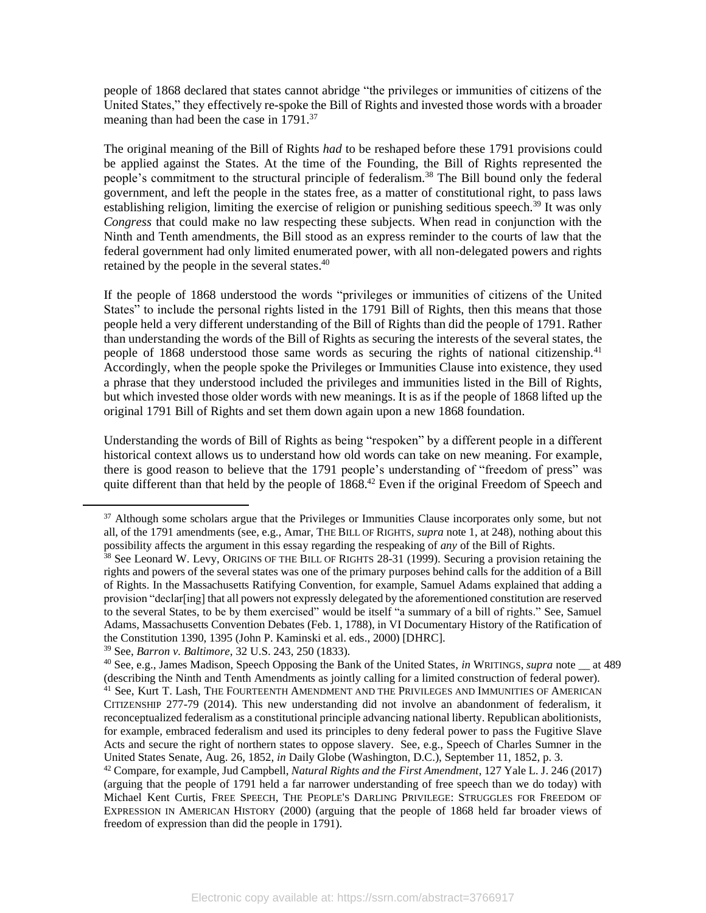people of 1868 declared that states cannot abridge "the privileges or immunities of citizens of the United States," they effectively re-spoke the Bill of Rights and invested those words with a broader meaning than had been the case in 1791.[37]

The original meaning of the Bill of Rights *had* to be reshaped before these 1791 provisions could be applied against the States. At the time of the Founding, the Bill of Rights represented the people's commitment to the structural principle of federalism.[38] The Bill bound only the federal government, and left the people in the states free, as a matter of constitutional right, to pass laws establishing religion, limiting the exercise of religion or punishing seditious speech.[39] It was only *Congress* that could make no law respecting these subjects. When read in conjunction with the Ninth and Tenth amendments, the Bill stood as an express reminder to the courts of law that the federal government had only limited enumerated power, with all non-delegated powers and rights retained by the people in the several states.[40]

If the people of 1868 understood the words "privileges or immunities of citizens of the United States" to include the personal rights listed in the 1791 Bill of Rights, then this means that those people held a very different understanding of the Bill of Rights than did the people of 1791. Rather than understanding the words of the Bill of Rights as securing the interests of the several states, the people of 1868 understood those same words as securing the rights of national citizenship.[41] Accordingly, when the people spoke the Privileges or Immunities Clause into existence, they used a phrase that they understood included the privileges and immunities listed in the Bill of Rights, but which invested those older words with new meanings. It is as if the people of 1868 lifted up the original 1791 Bill of Rights and set them down again upon a new 1868 foundation.

Understanding the words of Bill of Rights as being "respoken" by a different people in a different historical context allows us to understand how old words can take on new meaning. For example, there is good reason to believe that the 1791 people's understanding of "freedom of press" was quite different than that held by the people of 1868.[42] Even if the original Freedom of Speech and

---

[37] Although some scholars argue that the Privileges or Immunities Clause incorporates only some, but not all, of the 1791 amendments (see, e.g., Amar, THE BILL OF RIGHTS, *supra* note 1, at 248), nothing about this possibility affects the argument in this essay regarding the respeaking of *any* of the Bill of Rights.

[38] See Leonard W. Levy, ORIGINS OF THE BILL OF RIGHTS 28-31 (1999). Securing a provision retaining the rights and powers of the several states was one of the primary purposes behind calls for the addition of a Bill of Rights. In the Massachusetts Ratifying Convention, for example, Samuel Adams explained that adding a provision "declar[ing] that all powers not expressly delegated by the aforementioned constitution are reserved to the several States, to be by them exercised" would be itself "a summary of a bill of rights." See, Samuel Adams, Massachusetts Convention Debates (Feb. 1, 1788), in VI Documentary History of the Ratification of the Constitution 1390, 1395 (John P. Kaminski et al. eds., 2000) [DHRC].

[39] See, *Barron v. Baltimore*, 32 U.S. 243, 250 (1833).

[40] See, e.g., James Madison, Speech Opposing the Bank of the United States, *in* WRITINGS, *supra* note __ at 489 (describing the Ninth and Tenth Amendments as jointly calling for a limited construction of federal power).

[41] See, Kurt T. Lash, THE FOURTEENTH AMENDMENT AND THE PRIVILEGES AND IMMUNITIES OF AMERICAN CITIZENSHIP 277-79 (2014). This new understanding did not involve an abandonment of federalism, it reconceptualized federalism as a constitutional principle advancing national liberty. Republican abolitionists, for example, embraced federalism and used its principles to deny federal power to pass the Fugitive Slave Acts and secure the right of northern states to oppose slavery. See, e.g., Speech of Charles Sumner in the United States Senate, Aug. 26, 1852, *in* Daily Globe (Washington, D.C.), September 11, 1852, p. 3.

[42] Compare, for example, Jud Campbell, *Natural Rights and the First Amendment*, 127 Yale L. J. 246 (2017) (arguing that the people of 1791 held a far narrower understanding of free speech than we do today) with Michael Kent Curtis, FREE SPEECH, THE PEOPLE'S DARLING PRIVILEGE: STRUGGLES FOR FREEDOM OF EXPRESSION IN AMERICAN HISTORY (2000) (arguing that the people of 1868 held far broader views of freedom of expression than did the people in 1791).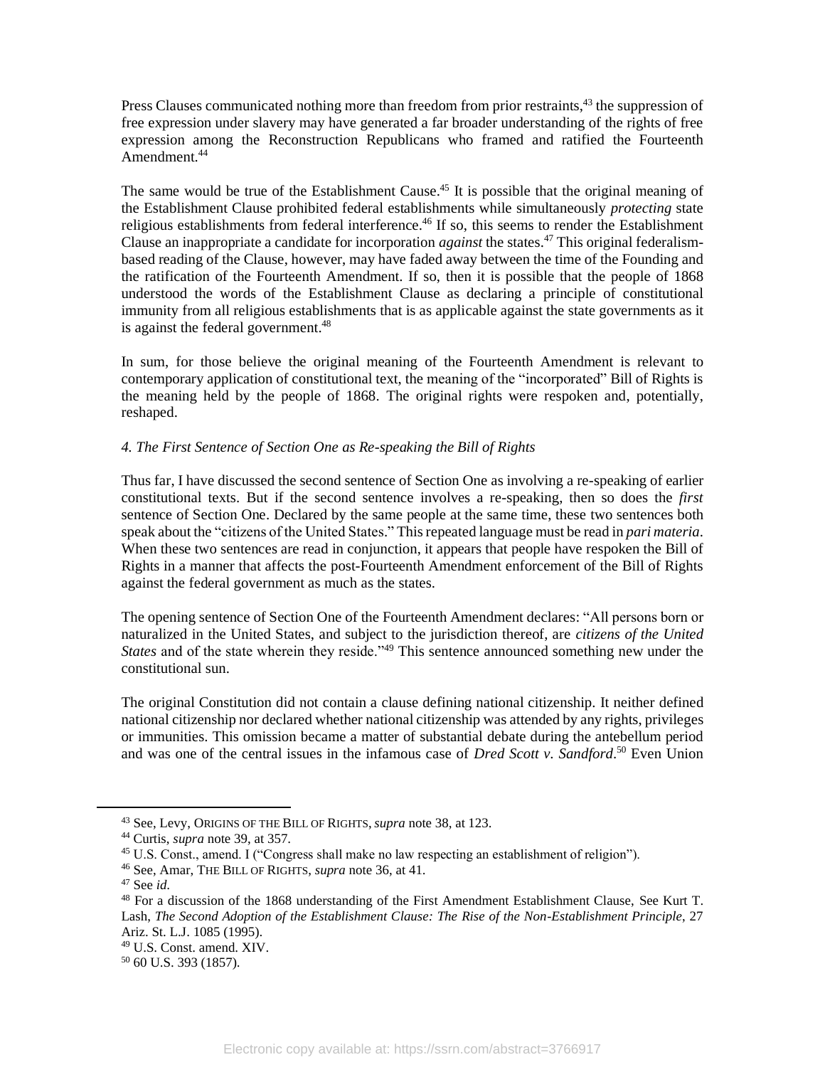Press Clauses communicated nothing more than freedom from prior restraints,[43] the suppression of free expression under slavery may have generated a far broader understanding of the rights of free expression among the Reconstruction Republicans who framed and ratified the Fourteenth Amendment.[44]

The same would be true of the Establishment Cause.[45] It is possible that the original meaning of the Establishment Clause prohibited federal establishments while simultaneously *protecting* state religious establishments from federal interference.[46] If so, this seems to render the Establishment Clause an inappropriate a candidate for incorporation *against* the states.[47] This original federalism-based reading of the Clause, however, may have faded away between the time of the Founding and the ratification of the Fourteenth Amendment. If so, then it is possible that the people of 1868 understood the words of the Establishment Clause as declaring a principle of constitutional immunity from all religious establishments that is as applicable against the state governments as it is against the federal government.[48]

In sum, for those believe the original meaning of the Fourteenth Amendment is relevant to contemporary application of constitutional text, the meaning of the "incorporated" Bill of Rights is the meaning held by the people of 1868. The original rights were respoken and, potentially, reshaped.

### *4. The First Sentence of Section One as Re-speaking the Bill of Rights*

Thus far, I have discussed the second sentence of Section One as involving a re-speaking of earlier constitutional texts. But if the second sentence involves a re-speaking, then so does the *first* sentence of Section One. Declared by the same people at the same time, these two sentences both speak about the "citizens of the United States." This repeated language must be read in *pari materia*. When these two sentences are read in conjunction, it appears that people have respoken the Bill of Rights in a manner that affects the post-Fourteenth Amendment enforcement of the Bill of Rights against the federal government as much as the states.

The opening sentence of Section One of the Fourteenth Amendment declares: "All persons born or naturalized in the United States, and subject to the jurisdiction thereof, are *citizens of the United States* and of the state wherein they reside."[49] This sentence announced something new under the constitutional sun.

The original Constitution did not contain a clause defining national citizenship. It neither defined national citizenship nor declared whether national citizenship was attended by any rights, privileges or immunities. This omission became a matter of substantial debate during the antebellum period and was one of the central issues in the infamous case of *Dred Scott v. Sandford*.[50] Even Union

---

[43] See, Levy, ORIGINS OF THE BILL OF RIGHTS, *supra* note 38, at 123.

[44] Curtis, *supra* note 39, at 357.

[45] U.S. Const., amend. I ("Congress shall make no law respecting an establishment of religion").

[46] See, Amar, THE BILL OF RIGHTS, *supra* note 36, at 41.

[47] See *id*.

[48] For a discussion of the 1868 understanding of the First Amendment Establishment Clause, See Kurt T. Lash, *The Second Adoption of the Establishment Clause: The Rise of the Non-Establishment Principle*, 27 Ariz. St. L.J. 1085 (1995).

[49] U.S. Const. amend. XIV.

[50] 60 U.S. 393 (1857).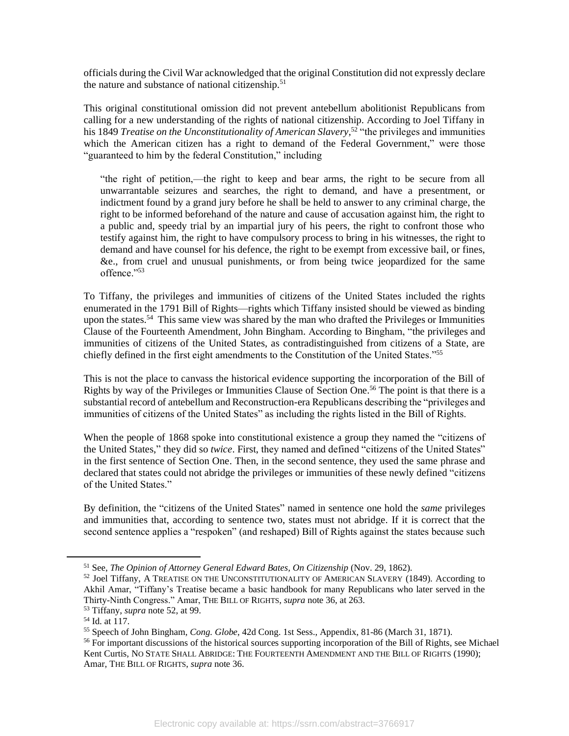officials during the Civil War acknowledged that the original Constitution did not expressly declare the nature and substance of national citizenship.[51]

This original constitutional omission did not prevent antebellum abolitionist Republicans from calling for a new understanding of the rights of national citizenship. According to Joel Tiffany in his 1849 *Treatise on the Unconstitutionality of American Slavery*,[52] "the privileges and immunities which the American citizen has a right to demand of the Federal Government," were those "guaranteed to him by the federal Constitution," including

> "the right of petition,—the right to keep and bear arms, the right to be secure from all unwarrantable seizures and searches, the right to demand, and have a presentment, or indictment found by a grand jury before he shall be held to answer to any criminal charge, the right to be informed beforehand of the nature and cause of accusation against him, the right to a public and, speedy trial by an impartial jury of his peers, the right to confront those who testify against him, the right to have compulsory process to bring in his witnesses, the right to demand and have counsel for his defence, the right to be exempt from excessive bail, or fines, &e., from cruel and unusual punishments, or from being twice jeopardized for the same offence."[53]

To Tiffany, the privileges and immunities of citizens of the United States included the rights enumerated in the 1791 Bill of Rights—rights which Tiffany insisted should be viewed as binding upon the states.[54] This same view was shared by the man who drafted the Privileges or Immunities Clause of the Fourteenth Amendment, John Bingham. According to Bingham, "the privileges and immunities of citizens of the United States, as contradistinguished from citizens of a State, are chiefly defined in the first eight amendments to the Constitution of the United States."[55]

This is not the place to canvass the historical evidence supporting the incorporation of the Bill of Rights by way of the Privileges or Immunities Clause of Section One.[56] The point is that there is a substantial record of antebellum and Reconstruction-era Republicans describing the "privileges and immunities of citizens of the United States" as including the rights listed in the Bill of Rights.

When the people of 1868 spoke into constitutional existence a group they named the "citizens of the United States," they did so *twice*. First, they named and defined "citizens of the United States" in the first sentence of Section One. Then, in the second sentence, they used the same phrase and declared that states could not abridge the privileges or immunities of these newly defined "citizens of the United States."

By definition, the "citizens of the United States" named in sentence one hold the *same* privileges and immunities that, according to sentence two, states must not abridge. If it is correct that the second sentence applies a "respoken" (and reshaped) Bill of Rights against the states because such

---

[51] See, *The Opinion of Attorney General Edward Bates, On Citizenship* (Nov. 29, 1862).

[52] Joel Tiffany, A TREATISE ON THE UNCONSTITUTIONALITY OF AMERICAN SLAVERY (1849). According to Akhil Amar, "Tiffany's Treatise became a basic handbook for many Republicans who later served in the Thirty-Ninth Congress." Amar, THE BILL OF RIGHTS, *supra* note 36, at 263.

[53] Tiffany, *supra* note 52, at 99.

[54] Id. at 117.

[55] Speech of John Bingham, *Cong. Globe*, 42d Cong. 1st Sess., Appendix, 81-86 (March 31, 1871).

[56] For important discussions of the historical sources supporting incorporation of the Bill of Rights, see Michael Kent Curtis, NO STATE SHALL ABRIDGE: THE FOURTEENTH AMENDMENT AND THE BILL OF RIGHTS (1990); Amar, THE BILL OF RIGHTS, *supra* note 36.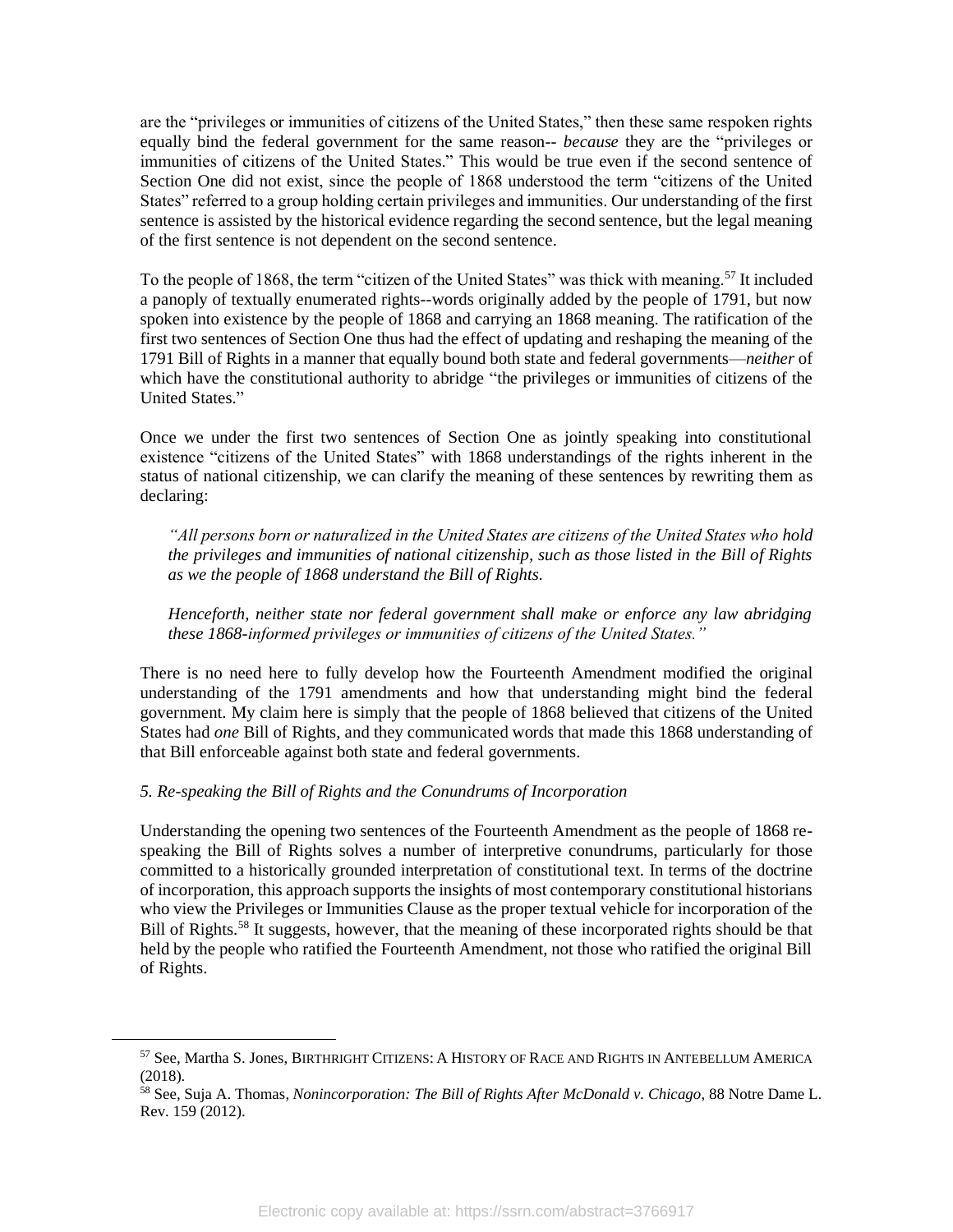are the "privileges or immunities of citizens of the United States," then these same respoken rights equally bind the federal government for the same reason-- *because* they are the "privileges or immunities of citizens of the United States." This would be true even if the second sentence of Section One did not exist, since the people of 1868 understood the term "citizens of the United States" referred to a group holding certain privileges and immunities. Our understanding of the first sentence is assisted by the historical evidence regarding the second sentence, but the legal meaning of the first sentence is not dependent on the second sentence.

To the people of 1868, the term "citizen of the United States" was thick with meaning.[57] It included a panoply of textually enumerated rights--words originally added by the people of 1791, but now spoken into existence by the people of 1868 and carrying an 1868 meaning. The ratification of the first two sentences of Section One thus had the effect of updating and reshaping the meaning of the 1791 Bill of Rights in a manner that equally bound both state and federal governments—*neither* of which have the constitutional authority to abridge "the privileges or immunities of citizens of the United States."

Once we under the first two sentences of Section One as jointly speaking into constitutional existence "citizens of the United States" with 1868 understandings of the rights inherent in the status of national citizenship, we can clarify the meaning of these sentences by rewriting them as declaring:

> *"All persons born or naturalized in the United States are citizens of the United States who hold the privileges and immunities of national citizenship, such as those listed in the Bill of Rights as we the people of 1868 understand the Bill of Rights.*
>
> *Henceforth, neither state nor federal government shall make or enforce any law abridging these 1868-informed privileges or immunities of citizens of the United States."*

There is no need here to fully develop how the Fourteenth Amendment modified the original understanding of the 1791 amendments and how that understanding might bind the federal government. My claim here is simply that the people of 1868 believed that citizens of the United States had *one* Bill of Rights, and they communicated words that made this 1868 understanding of that Bill enforceable against both state and federal governments.

*5. Re-speaking the Bill of Rights and the Conundrums of Incorporation*

Understanding the opening two sentences of the Fourteenth Amendment as the people of 1868 re-speaking the Bill of Rights solves a number of interpretive conundrums, particularly for those committed to a historically grounded interpretation of constitutional text. In terms of the doctrine of incorporation, this approach supports the insights of most contemporary constitutional historians who view the Privileges or Immunities Clause as the proper textual vehicle for incorporation of the Bill of Rights.[58] It suggests, however, that the meaning of these incorporated rights should be that held by the people who ratified the Fourteenth Amendment, not those who ratified the original Bill of Rights.

---

[57] See, Martha S. Jones, BIRTHRIGHT CITIZENS: A HISTORY OF RACE AND RIGHTS IN ANTEBELLUM AMERICA (2018).

[58] See, Suja A. Thomas, *Nonincorporation: The Bill of Rights After McDonald v. Chicago*, 88 Notre Dame L. Rev. 159 (2012).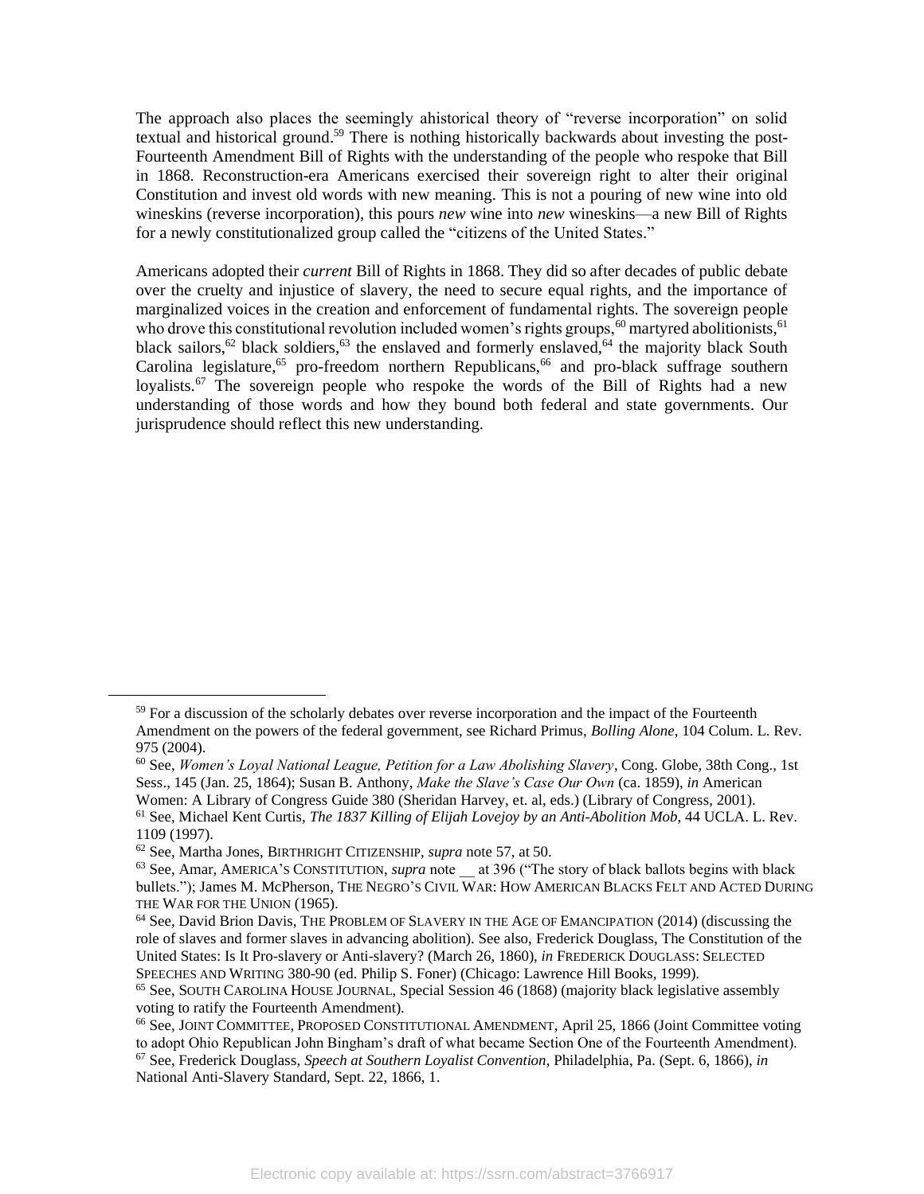The approach also places the seemingly ahistorical theory of "reverse incorporation" on solid textual and historical ground.[59] There is nothing historically backwards about investing the post-Fourteenth Amendment Bill of Rights with the understanding of the people who respoke that Bill in 1868. Reconstruction-era Americans exercised their sovereign right to alter their original Constitution and invest old words with new meaning. This is not a pouring of new wine into old wineskins (reverse incorporation), this pours *new* wine into *new* wineskins—a new Bill of Rights for a newly constitutionalized group called the "citizens of the United States."

Americans adopted their *current* Bill of Rights in 1868. They did so after decades of public debate over the cruelty and injustice of slavery, the need to secure equal rights, and the importance of marginalized voices in the creation and enforcement of fundamental rights. The sovereign people who drove this constitutional revolution included women's rights groups,[60] martyred abolitionists,[61] black sailors,[62] black soldiers,[63] the enslaved and formerly enslaved,[64] the majority black South Carolina legislature,[65] pro-freedom northern Republicans,[66] and pro-black suffrage southern loyalists.[67] The sovereign people who respoke the words of the Bill of Rights had a new understanding of those words and how they bound both federal and state governments. Our jurisprudence should reflect this new understanding.

---

[59] For a discussion of the scholarly debates over reverse incorporation and the impact of the Fourteenth Amendment on the powers of the federal government, see Richard Primus, *Bolling Alone*, 104 Colum. L. Rev. 975 (2004).

[60] See, *Women's Loyal National League, Petition for a Law Abolishing Slavery*, Cong. Globe, 38th Cong., 1st Sess., 145 (Jan. 25, 1864); Susan B. Anthony, *Make the Slave's Case Our Own* (ca. 1859), *in* American Women: A Library of Congress Guide 380 (Sheridan Harvey, et. al, eds.) (Library of Congress, 2001).

[61] See, Michael Kent Curtis, *The 1837 Killing of Elijah Lovejoy by an Anti-Abolition Mob*, 44 UCLA. L. Rev. 1109 (1997).

[62] See, Martha Jones, BIRTHRIGHT CITIZENSHIP, *supra* note 57, at 50.

[63] See, Amar, AMERICA'S CONSTITUTION, *supra* note __ at 396 ("The story of black ballots begins with black bullets."); James M. McPherson, THE NEGRO'S CIVIL WAR: HOW AMERICAN BLACKS FELT AND ACTED DURING THE WAR FOR THE UNION (1965).

[64] See, David Brion Davis, THE PROBLEM OF SLAVERY IN THE AGE OF EMANCIPATION (2014) (discussing the role of slaves and former slaves in advancing abolition). See also, Frederick Douglass, The Constitution of the United States: Is It Pro-slavery or Anti-slavery? (March 26, 1860), *in* FREDERICK DOUGLASS: SELECTED SPEECHES AND WRITING 380-90 (ed. Philip S. Foner) (Chicago: Lawrence Hill Books, 1999).

[65] See, SOUTH CAROLINA HOUSE JOURNAL, Special Session 46 (1868) (majority black legislative assembly voting to ratify the Fourteenth Amendment).

[66] See, JOINT COMMITTEE, PROPOSED CONSTITUTIONAL AMENDMENT, April 25, 1866 (Joint Committee voting to adopt Ohio Republican John Bingham's draft of what became Section One of the Fourteenth Amendment).

[67] See, Frederick Douglass, *Speech at Southern Loyalist Convention*, Philadelphia, Pa. (Sept. 6, 1866), *in* National Anti-Slavery Standard, Sept. 22, 1866, 1.